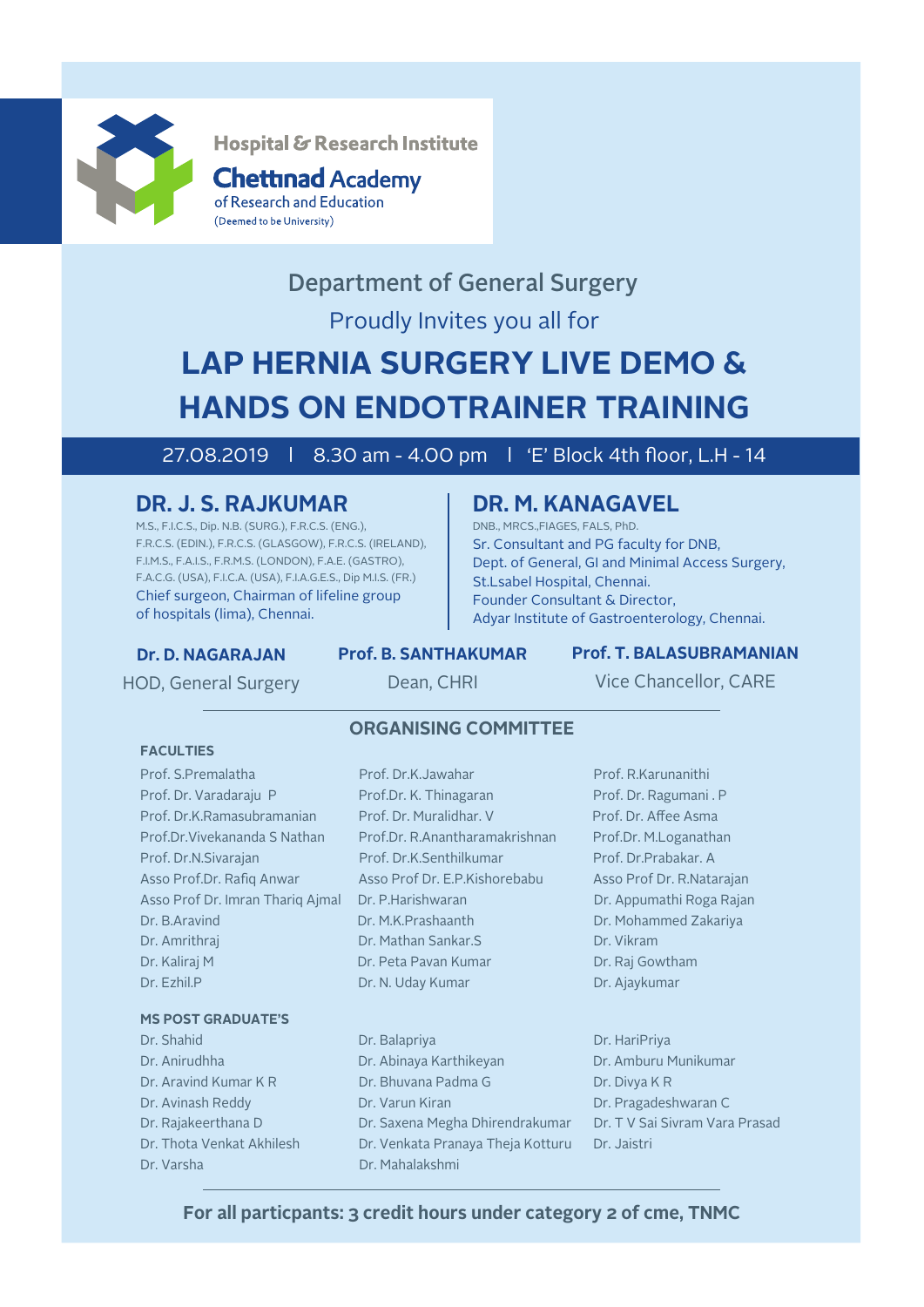Hospital & Research Institute

**Chettinad Academy**
of Research and Education
(Deemed to be University)

## Department of General Surgery

Proudly Invites you all for

# LAP HERNIA SURGERY LIVE DEMO & HANDS ON ENDOTRAINER TRAINING

27.08.2019 | 8.30 am - 4.00 pm | 'E' Block 4th floor, L.H - 14

### DR. J. S. RAJKUMAR

M.S., F.I.C.S., Dip. N.B. (SURG.), F.R.C.S. (ENG.), F.R.C.S. (EDIN.), F.R.C.S. (GLASGOW), F.R.C.S. (IRELAND), F.I.M.S., F.A.I.S., F.R.M.S. (LONDON), F.A.E. (GASTRO), F.A.C.G. (USA), F.I.C.A. (USA), F.I.A.G.E.S., Dip M.I.S. (FR.)
Chief surgeon, Chairman of lifeline group of hospitals (lima), Chennai.

### DR. M. KANAGAVEL

DNB., MRCS.,FIAGES, FALS, PhD.
Sr. Consultant and PG faculty for DNB,
Dept. of General, GI and Minimal Access Surgery,
St.Lsabel Hospital, Chennai.
Founder Consultant & Director,
Adyar Institute of Gastroenterology, Chennai.

**Dr. D. NAGARAJAN**
HOD, General Surgery

**Prof. B. SANTHAKUMAR**
Dean, CHRI

**Prof. T. BALASUBRAMANIAN**
Vice Chancellor, CARE

## ORGANISING COMMITTEE

### FACULTIES

- Prof. S.Premalatha
- Prof. Dr. Varadaraju P
- Prof. Dr.K.Ramasubramanian
- Prof.Dr.Vivekananda S Nathan
- Prof. Dr.N.Sivarajan
- Asso Prof.Dr. Rafiq Anwar
- Asso Prof Dr. Imran Thariq Ajmal
- Dr. B.Aravind
- Dr. Amrithraj
- Dr. Kaliraj M
- Dr. Ezhil.P
- Prof. Dr.K.Jawahar
- Prof.Dr. K. Thinagaran
- Prof. Dr. Muralidhar. V
- Prof.Dr. R.Anantharamakrishnan
- Prof. Dr.K.Senthilkumar
- Asso Prof Dr. E.P.Kishorebabu
- Dr. P.Harishwaran
- Dr. M.K.Prashaanth
- Dr. Mathan Sankar.S
- Dr. Peta Pavan Kumar
- Dr. N. Uday Kumar
- Prof. R.Karunanithi
- Prof. Dr. Ragumani . P
- Prof. Dr. Affee Asma
- Prof.Dr. M.Loganathan
- Prof. Dr.Prabakar. A
- Asso Prof Dr. R.Natarajan
- Dr. Appumathi Roga Rajan
- Dr. Mohammed Zakariya
- Dr. Vikram
- Dr. Raj Gowtham
- Dr. Ajaykumar

### MS POST GRADUATE'S

- Dr. Shahid
- Dr. Anirudhha
- Dr. Aravind Kumar K R
- Dr. Avinash Reddy
- Dr. Rajakeerthana D
- Dr. Thota Venkat Akhilesh
- Dr. Varsha
- Dr. Balapriya
- Dr. Abinaya Karthikeyan
- Dr. Bhuvana Padma G
- Dr. Varun Kiran
- Dr. Saxena Megha Dhirendrakumar
- Dr. Venkata Pranaya Theja Kotturu
- Dr. Mahalakshmi
- Dr. HariPriya
- Dr. Amburu Munikumar
- Dr. Divya K R
- Dr. Pragadeshwaran C
- Dr. T V Sai Sivram Vara Prasad
- Dr. Jaistri

**For all particpants: 3 credit hours under category 2 of cme, TNMC**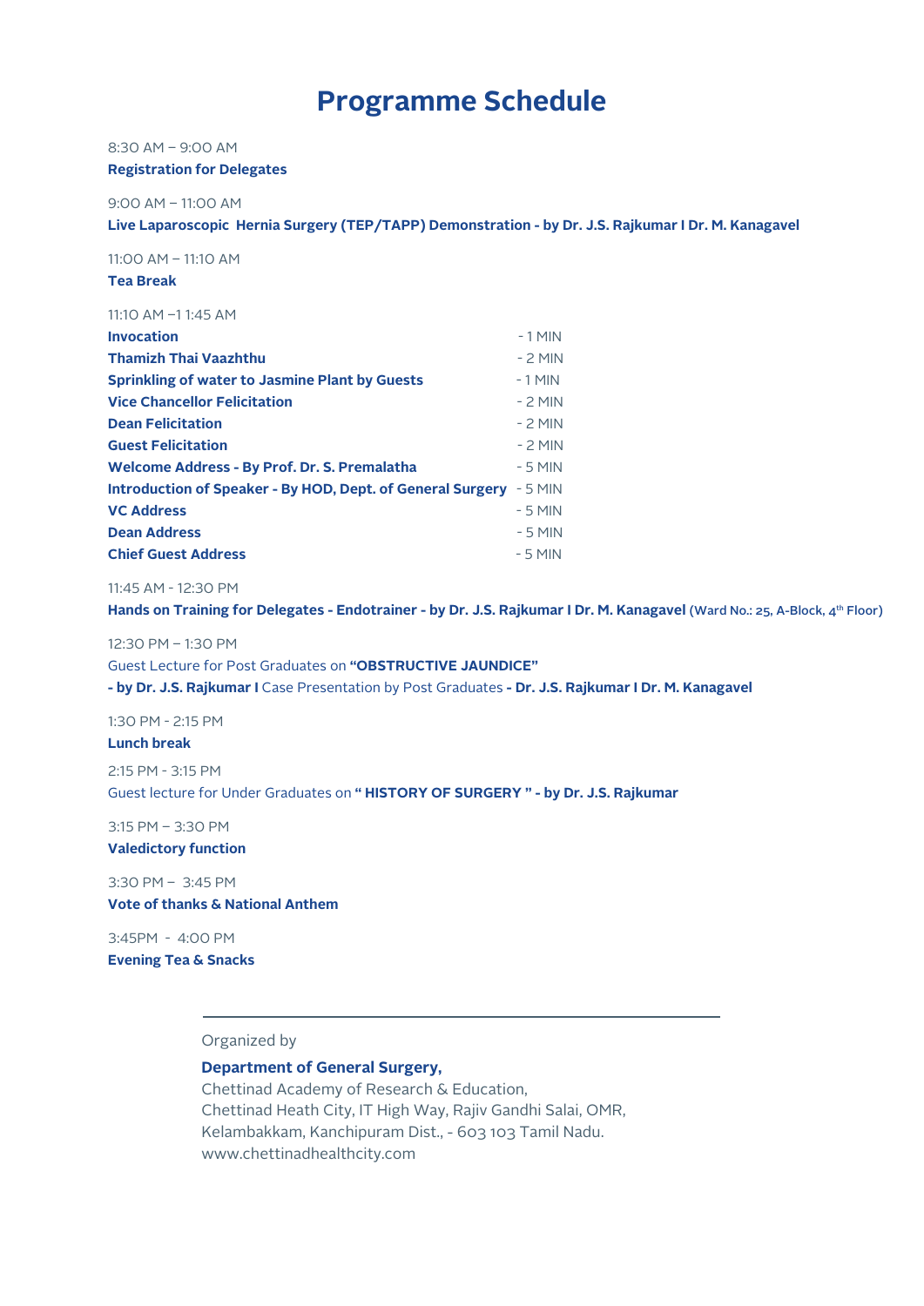# Programme Schedule

8:30 AM – 9:00 AM
**Registration for Delegates**

9:00 AM – 11:00 AM
**Live Laparoscopic Hernia Surgery (TEP/TAPP) Demonstration - by Dr. J.S. Rajkumar I Dr. M. Kanagavel**

11:00 AM – 11:10 AM
**Tea Break**

11:10 AM –11:45 AM

| | |
|---|---|
| **Invocation** | - 1 MIN |
| **Thamizh Thai Vaazhthu** | - 2 MIN |
| **Sprinkling of water to Jasmine Plant by Guests** | - 1 MIN |
| **Vice Chancellor Felicitation** | - 2 MIN |
| **Dean Felicitation** | - 2 MIN |
| **Guest Felicitation** | - 2 MIN |
| **Welcome Address - By Prof. Dr. S. Premalatha** | - 5 MIN |
| **Introduction of Speaker - By HOD, Dept. of General Surgery** | - 5 MIN |
| **VC Address** | - 5 MIN |
| **Dean Address** | - 5 MIN |
| **Chief Guest Address** | - 5 MIN |

11:45 AM - 12:30 PM
**Hands on Training for Delegates - Endotrainer - by Dr. J.S. Rajkumar I Dr. M. Kanagavel** (Ward No.: 25, A-Block, 4th Floor)

12:30 PM – 1:30 PM
Guest Lecture for Post Graduates on **"OBSTRUCTIVE JAUNDICE"**
**- by Dr. J.S. Rajkumar I** Case Presentation by Post Graduates **- Dr. J.S. Rajkumar I Dr. M. Kanagavel**

1:30 PM - 2:15 PM
**Lunch break**

2:15 PM - 3:15 PM
Guest lecture for Under Graduates on **" HISTORY OF SURGERY " - by Dr. J.S. Rajkumar**

3:15 PM – 3:30 PM
**Valedictory function**

3:30 PM – 3:45 PM
**Vote of thanks & National Anthem**

3:45PM - 4:00 PM
**Evening Tea & Snacks**

---

Organized by

**Department of General Surgery,**
Chettinad Academy of Research & Education,
Chettinad Heath City, IT High Way, Rajiv Gandhi Salai, OMR,
Kelambakkam, Kanchipuram Dist., - 603 103 Tamil Nadu.
www.chettinadhealthcity.com